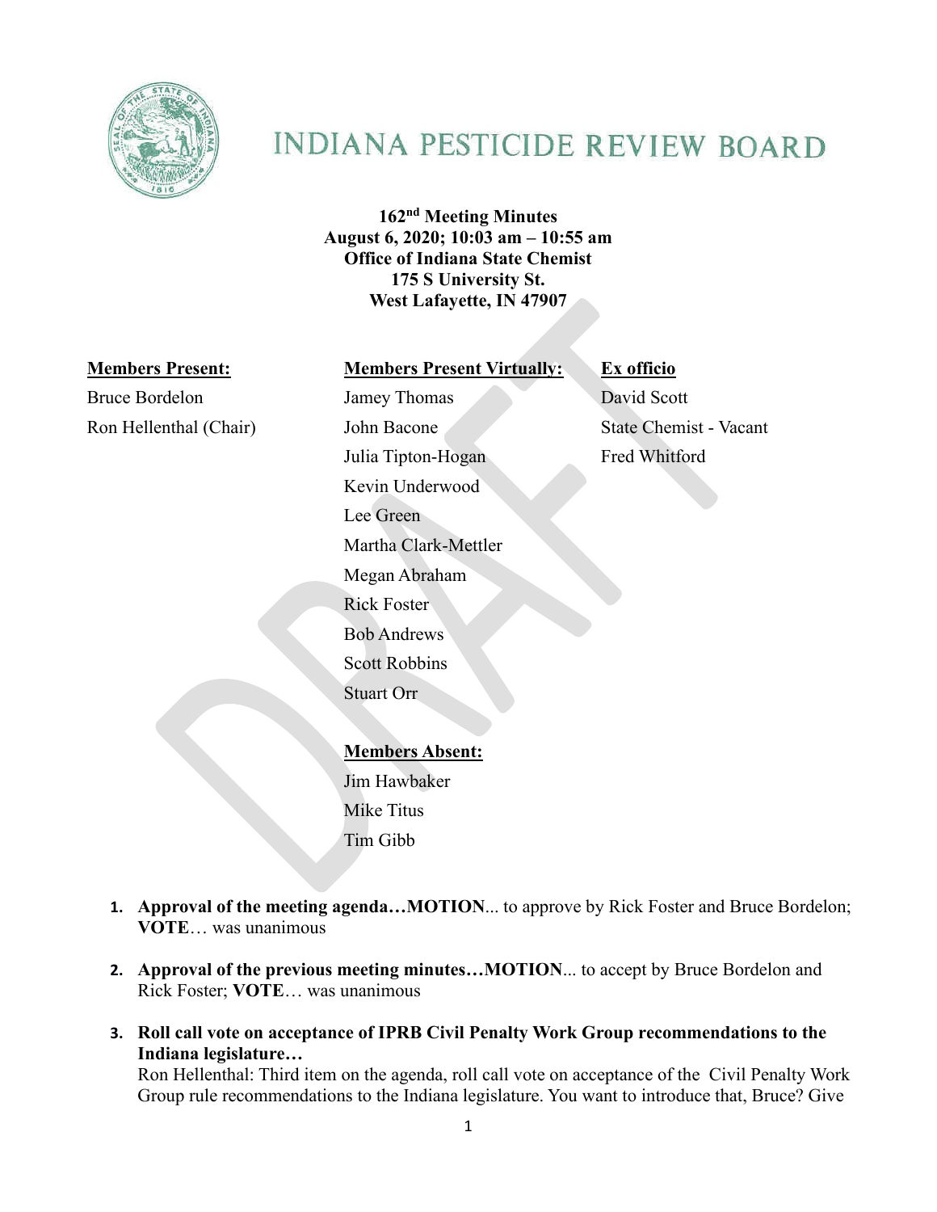# INDIANA PESTICIDE REVIEW BOARD

**162nd Meeting Minutes**
**August 6, 2020; 10:03 am – 10:55 am**
**Office of Indiana State Chemist**
**175 S University St.**
**West Lafayette, IN 47907**

| **Members Present:** | **Members Present Virtually:** | **Ex officio** |
|---|---|---|
| Bruce Bordelon | Jamey Thomas | David Scott |
| Ron Hellenthal (Chair) | John Bacone | State Chemist - Vacant |
| | Julia Tipton-Hogan | Fred Whitford |
| | Kevin Underwood | |
| | Lee Green | |
| | Martha Clark-Mettler | |
| | Megan Abraham | |
| | Rick Foster | |
| | Bob Andrews | |
| | Scott Robbins | |
| | Stuart Orr | |

**Members Absent:**

Jim Hawbaker
Mike Titus
Tim Gibb

1. **Approval of the meeting agenda…MOTION**... to approve by Rick Foster and Bruce Bordelon; **VOTE**… was unanimous

2. **Approval of the previous meeting minutes…MOTION**... to accept by Bruce Bordelon and Rick Foster; **VOTE**… was unanimous

3. **Roll call vote on acceptance of IPRB Civil Penalty Work Group recommendations to the Indiana legislature…**
   Ron Hellenthal: Third item on the agenda, roll call vote on acceptance of the Civil Penalty Work Group rule recommendations to the Indiana legislature. You want to introduce that, Bruce? Give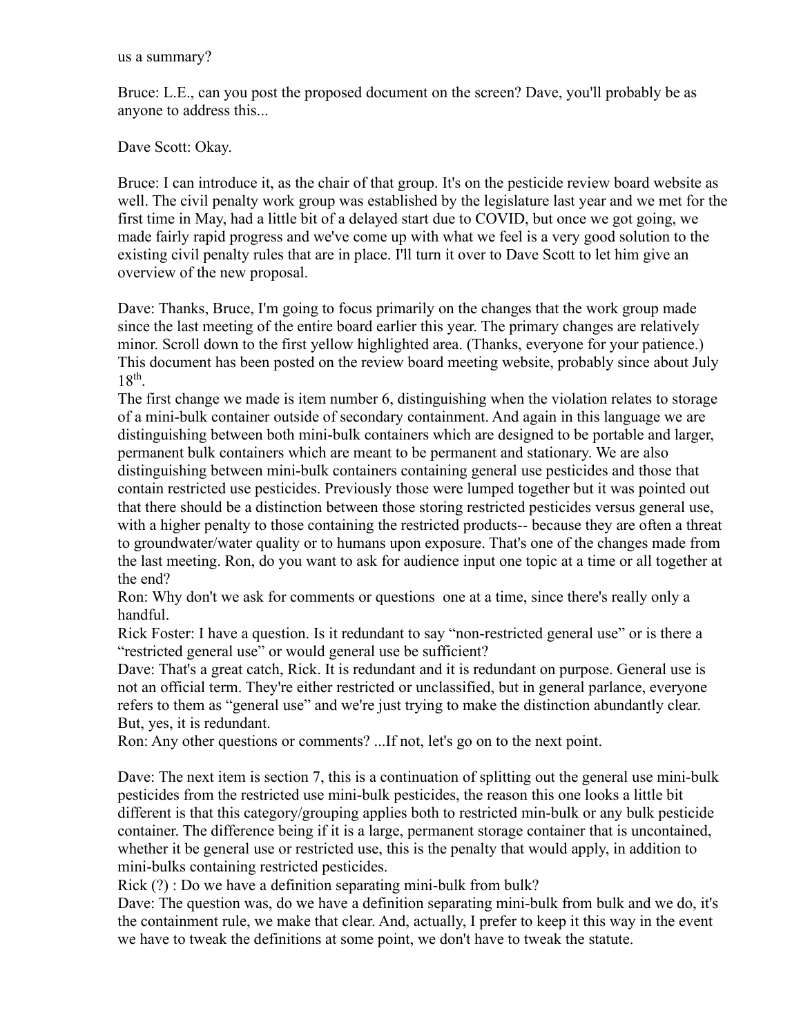us a summary?

Bruce: L.E., can you post the proposed document on the screen? Dave, you'll probably be as anyone to address this...

Dave Scott: Okay.

Bruce: I can introduce it, as the chair of that group. It's on the pesticide review board website as well. The civil penalty work group was established by the legislature last year and we met for the first time in May, had a little bit of a delayed start due to COVID, but once we got going, we made fairly rapid progress and we've come up with what we feel is a very good solution to the existing civil penalty rules that are in place. I'll turn it over to Dave Scott to let him give an overview of the new proposal.

Dave: Thanks, Bruce, I'm going to focus primarily on the changes that the work group made since the last meeting of the entire board earlier this year. The primary changes are relatively minor. Scroll down to the first yellow highlighted area. (Thanks, everyone for your patience.) This document has been posted on the review board meeting website, probably since about July 18th.

The first change we made is item number 6, distinguishing when the violation relates to storage of a mini-bulk container outside of secondary containment. And again in this language we are distinguishing between both mini-bulk containers which are designed to be portable and larger, permanent bulk containers which are meant to be permanent and stationary. We are also distinguishing between mini-bulk containers containing general use pesticides and those that contain restricted use pesticides. Previously those were lumped together but it was pointed out that there should be a distinction between those storing restricted pesticides versus general use, with a higher penalty to those containing the restricted products-- because they are often a threat to groundwater/water quality or to humans upon exposure. That's one of the changes made from the last meeting. Ron, do you want to ask for audience input one topic at a time or all together at the end?

Ron: Why don't we ask for comments or questions one at a time, since there's really only a handful.

Rick Foster: I have a question. Is it redundant to say "non-restricted general use" or is there a "restricted general use" or would general use be sufficient?

Dave: That's a great catch, Rick. It is redundant and it is redundant on purpose. General use is not an official term. They're either restricted or unclassified, but in general parlance, everyone refers to them as "general use" and we're just trying to make the distinction abundantly clear. But, yes, it is redundant.

Ron: Any other questions or comments? ...If not, let's go on to the next point.

Dave: The next item is section 7, this is a continuation of splitting out the general use mini-bulk pesticides from the restricted use mini-bulk pesticides, the reason this one looks a little bit different is that this category/grouping applies both to restricted min-bulk or any bulk pesticide container. The difference being if it is a large, permanent storage container that is uncontained, whether it be general use or restricted use, this is the penalty that would apply, in addition to mini-bulks containing restricted pesticides.

Rick (?) : Do we have a definition separating mini-bulk from bulk?

Dave: The question was, do we have a definition separating mini-bulk from bulk and we do, it's the containment rule, we make that clear. And, actually, I prefer to keep it this way in the event we have to tweak the definitions at some point, we don't have to tweak the statute.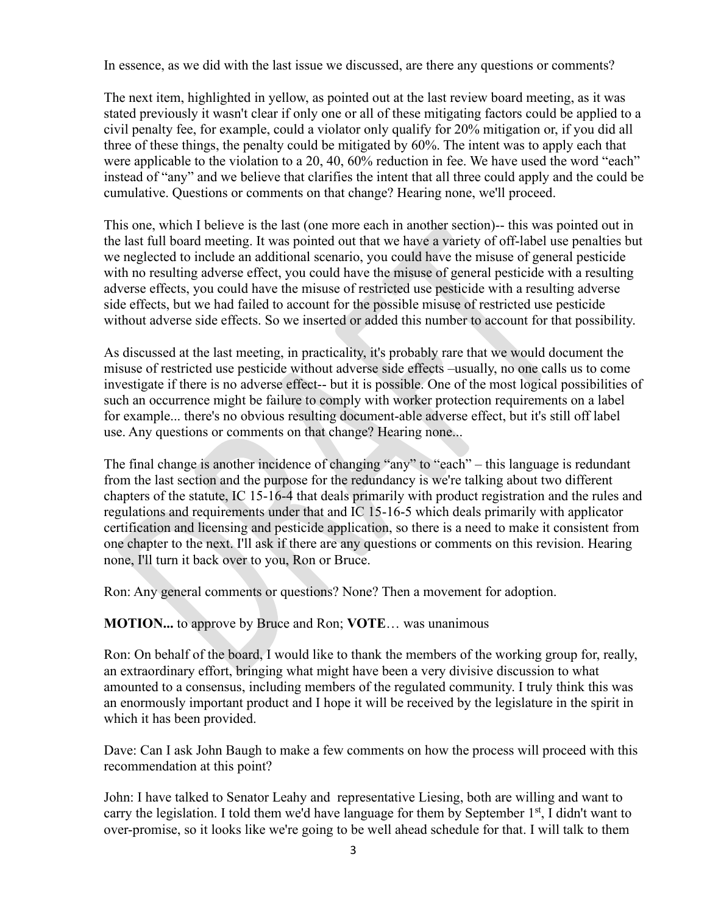In essence, as we did with the last issue we discussed, are there any questions or comments?

The next item, highlighted in yellow, as pointed out at the last review board meeting, as it was stated previously it wasn't clear if only one or all of these mitigating factors could be applied to a civil penalty fee, for example, could a violator only qualify for 20% mitigation or, if you did all three of these things, the penalty could be mitigated by 60%. The intent was to apply each that were applicable to the violation to a 20, 40, 60% reduction in fee. We have used the word "each" instead of "any" and we believe that clarifies the intent that all three could apply and the could be cumulative. Questions or comments on that change? Hearing none, we'll proceed.

This one, which I believe is the last (one more each in another section)-- this was pointed out in the last full board meeting. It was pointed out that we have a variety of off-label use penalties but we neglected to include an additional scenario, you could have the misuse of general pesticide with no resulting adverse effect, you could have the misuse of general pesticide with a resulting adverse effects, you could have the misuse of restricted use pesticide with a resulting adverse side effects, but we had failed to account for the possible misuse of restricted use pesticide without adverse side effects. So we inserted or added this number to account for that possibility.

As discussed at the last meeting, in practicality, it's probably rare that we would document the misuse of restricted use pesticide without adverse side effects –usually, no one calls us to come investigate if there is no adverse effect-- but it is possible. One of the most logical possibilities of such an occurrence might be failure to comply with worker protection requirements on a label for example... there's no obvious resulting document-able adverse effect, but it's still off label use. Any questions or comments on that change? Hearing none...

The final change is another incidence of changing "any" to "each" – this language is redundant from the last section and the purpose for the redundancy is we're talking about two different chapters of the statute, IC 15-16-4 that deals primarily with product registration and the rules and regulations and requirements under that and IC 15-16-5 which deals primarily with applicator certification and licensing and pesticide application, so there is a need to make it consistent from one chapter to the next. I'll ask if there are any questions or comments on this revision. Hearing none, I'll turn it back over to you, Ron or Bruce.

Ron: Any general comments or questions? None? Then a movement for adoption.

**MOTION...** to approve by Bruce and Ron; **VOTE**… was unanimous

Ron: On behalf of the board, I would like to thank the members of the working group for, really, an extraordinary effort, bringing what might have been a very divisive discussion to what amounted to a consensus, including members of the regulated community. I truly think this was an enormously important product and I hope it will be received by the legislature in the spirit in which it has been provided.

Dave: Can I ask John Baugh to make a few comments on how the process will proceed with this recommendation at this point?

John: I have talked to Senator Leahy and representative Liesing, both are willing and want to carry the legislation. I told them we'd have language for them by September 1st, I didn't want to over-promise, so it looks like we're going to be well ahead schedule for that. I will talk to them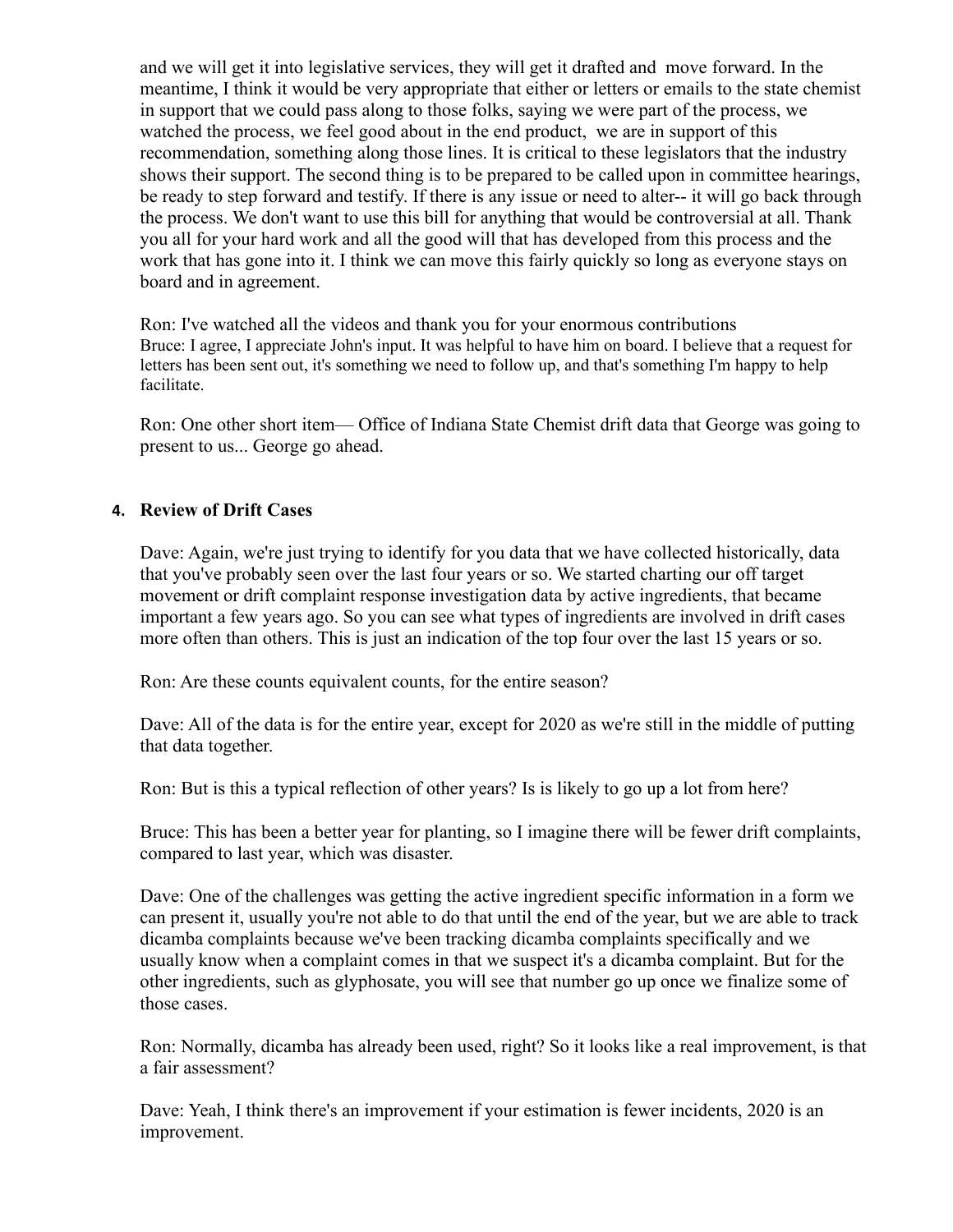and we will get it into legislative services, they will get it drafted and move forward. In the meantime, I think it would be very appropriate that either or letters or emails to the state chemist in support that we could pass along to those folks, saying we were part of the process, we watched the process, we feel good about in the end product, we are in support of this recommendation, something along those lines. It is critical to these legislators that the industry shows their support. The second thing is to be prepared to be called upon in committee hearings, be ready to step forward and testify. If there is any issue or need to alter-- it will go back through the process. We don't want to use this bill for anything that would be controversial at all. Thank you all for your hard work and all the good will that has developed from this process and the work that has gone into it. I think we can move this fairly quickly so long as everyone stays on board and in agreement.

Ron: I've watched all the videos and thank you for your enormous contributions
Bruce: I agree, I appreciate John's input. It was helpful to have him on board. I believe that a request for letters has been sent out, it's something we need to follow up, and that's something I'm happy to help facilitate.

Ron: One other short item— Office of Indiana State Chemist drift data that George was going to present to us... George go ahead.

4. **Review of Drift Cases**

Dave: Again, we're just trying to identify for you data that we have collected historically, data that you've probably seen over the last four years or so. We started charting our off target movement or drift complaint response investigation data by active ingredients, that became important a few years ago. So you can see what types of ingredients are involved in drift cases more often than others. This is just an indication of the top four over the last 15 years or so.

Ron: Are these counts equivalent counts, for the entire season?

Dave: All of the data is for the entire year, except for 2020 as we're still in the middle of putting that data together.

Ron: But is this a typical reflection of other years? Is is likely to go up a lot from here?

Bruce: This has been a better year for planting, so I imagine there will be fewer drift complaints, compared to last year, which was disaster.

Dave: One of the challenges was getting the active ingredient specific information in a form we can present it, usually you're not able to do that until the end of the year, but we are able to track dicamba complaints because we've been tracking dicamba complaints specifically and we usually know when a complaint comes in that we suspect it's a dicamba complaint. But for the other ingredients, such as glyphosate, you will see that number go up once we finalize some of those cases.

Ron: Normally, dicamba has already been used, right? So it looks like a real improvement, is that a fair assessment?

Dave: Yeah, I think there's an improvement if your estimation is fewer incidents, 2020 is an improvement.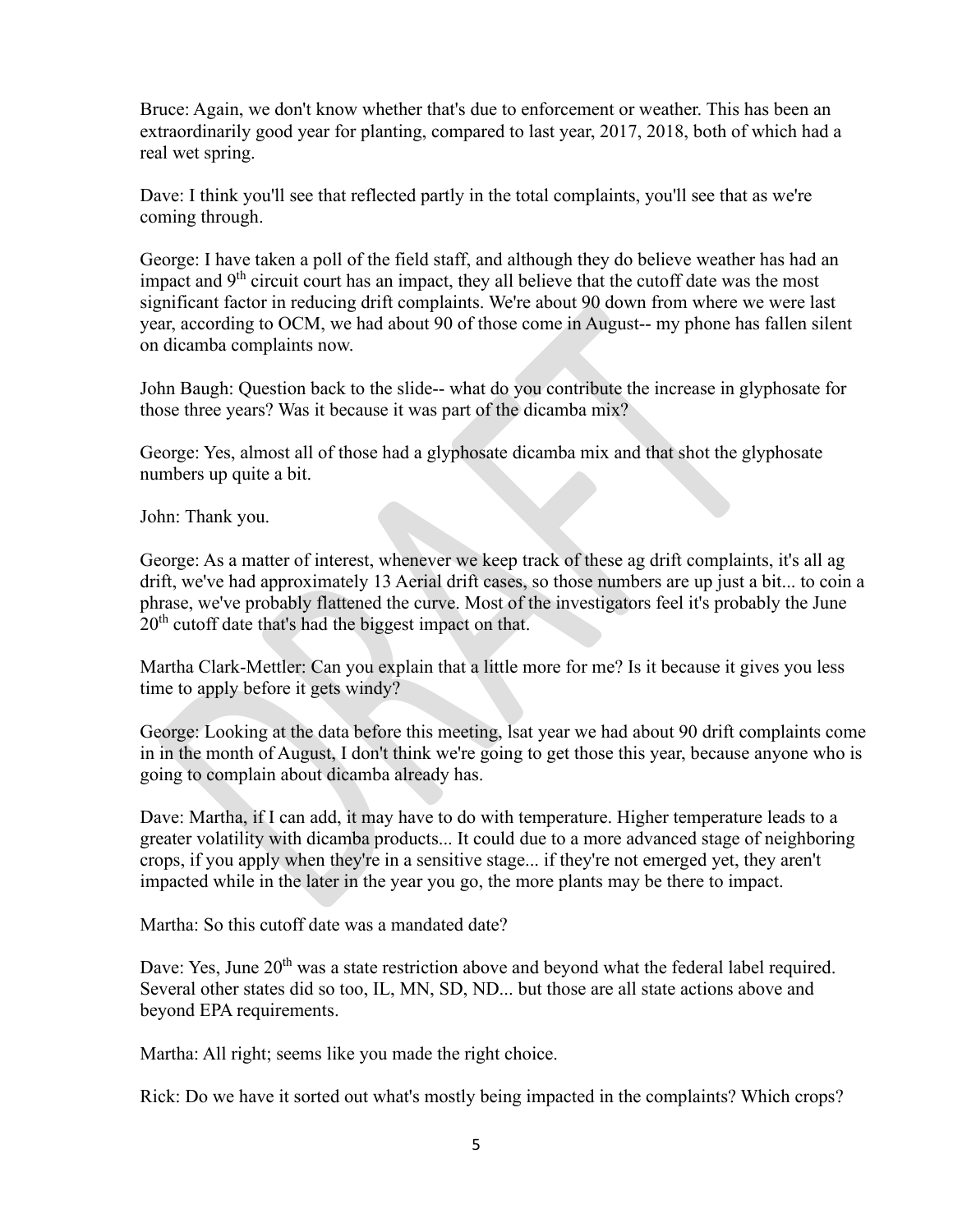Bruce: Again, we don't know whether that's due to enforcement or weather. This has been an extraordinarily good year for planting, compared to last year, 2017, 2018, both of which had a real wet spring.

Dave: I think you'll see that reflected partly in the total complaints, you'll see that as we're coming through.

George: I have taken a poll of the field staff, and although they do believe weather has had an impact and 9th circuit court has an impact, they all believe that the cutoff date was the most significant factor in reducing drift complaints. We're about 90 down from where we were last year, according to OCM, we had about 90 of those come in August-- my phone has fallen silent on dicamba complaints now.

John Baugh: Question back to the slide-- what do you contribute the increase in glyphosate for those three years? Was it because it was part of the dicamba mix?

George: Yes, almost all of those had a glyphosate dicamba mix and that shot the glyphosate numbers up quite a bit.

John: Thank you.

George: As a matter of interest, whenever we keep track of these ag drift complaints, it's all ag drift, we've had approximately 13 Aerial drift cases, so those numbers are up just a bit... to coin a phrase, we've probably flattened the curve. Most of the investigators feel it's probably the June 20th cutoff date that's had the biggest impact on that.

Martha Clark-Mettler: Can you explain that a little more for me? Is it because it gives you less time to apply before it gets windy?

George: Looking at the data before this meeting, lsat year we had about 90 drift complaints come in in the month of August, I don't think we're going to get those this year, because anyone who is going to complain about dicamba already has.

Dave: Martha, if I can add, it may have to do with temperature. Higher temperature leads to a greater volatility with dicamba products... It could due to a more advanced stage of neighboring crops, if you apply when they're in a sensitive stage... if they're not emerged yet, they aren't impacted while in the later in the year you go, the more plants may be there to impact.

Martha: So this cutoff date was a mandated date?

Dave: Yes, June 20th was a state restriction above and beyond what the federal label required. Several other states did so too, IL, MN, SD, ND... but those are all state actions above and beyond EPA requirements.

Martha: All right; seems like you made the right choice.

Rick: Do we have it sorted out what's mostly being impacted in the complaints? Which crops?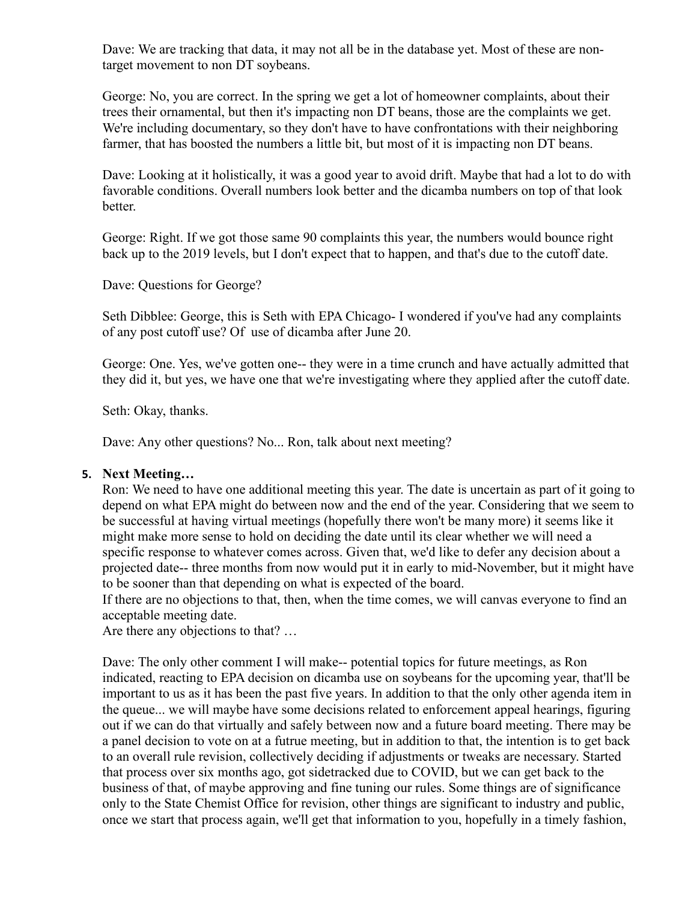Dave: We are tracking that data, it may not all be in the database yet. Most of these are non-target movement to non DT soybeans.

George: No, you are correct. In the spring we get a lot of homeowner complaints, about their trees their ornamental, but then it's impacting non DT beans, those are the complaints we get. We're including documentary, so they don't have to have confrontations with their neighboring farmer, that has boosted the numbers a little bit, but most of it is impacting non DT beans.

Dave: Looking at it holistically, it was a good year to avoid drift. Maybe that had a lot to do with favorable conditions. Overall numbers look better and the dicamba numbers on top of that look better.

George: Right. If we got those same 90 complaints this year, the numbers would bounce right back up to the 2019 levels, but I don't expect that to happen, and that's due to the cutoff date.

Dave: Questions for George?

Seth Dibblee: George, this is Seth with EPA Chicago- I wondered if you've had any complaints of any post cutoff use? Of  use of dicamba after June 20.

George: One. Yes, we've gotten one-- they were in a time crunch and have actually admitted that they did it, but yes, we have one that we're investigating where they applied after the cutoff date.

Seth: Okay, thanks.

Dave: Any other questions? No... Ron, talk about next meeting?

5. **Next Meeting…**

Ron: We need to have one additional meeting this year. The date is uncertain as part of it going to depend on what EPA might do between now and the end of the year. Considering that we seem to be successful at having virtual meetings (hopefully there won't be many more) it seems like it might make more sense to hold on deciding the date until its clear whether we will need a specific response to whatever comes across. Given that, we'd like to defer any decision about a projected date-- three months from now would put it in early to mid-November, but it might have to be sooner than that depending on what is expected of the board.
If there are no objections to that, then, when the time comes, we will canvas everyone to find an acceptable meeting date.
Are there any objections to that? …

Dave: The only other comment I will make-- potential topics for future meetings, as Ron indicated, reacting to EPA decision on dicamba use on soybeans for the upcoming year, that'll be important to us as it has been the past five years. In addition to that the only other agenda item in the queue... we will maybe have some decisions related to enforcement appeal hearings, figuring out if we can do that virtually and safely between now and a future board meeting. There may be a panel decision to vote on at a futrue meeting, but in addition to that, the intention is to get back to an overall rule revision, collectively deciding if adjustments or tweaks are necessary. Started that process over six months ago, got sidetracked due to COVID, but we can get back to the business of that, of maybe approving and fine tuning our rules. Some things are of significance only to the State Chemist Office for revision, other things are significant to industry and public, once we start that process again, we'll get that information to you, hopefully in a timely fashion,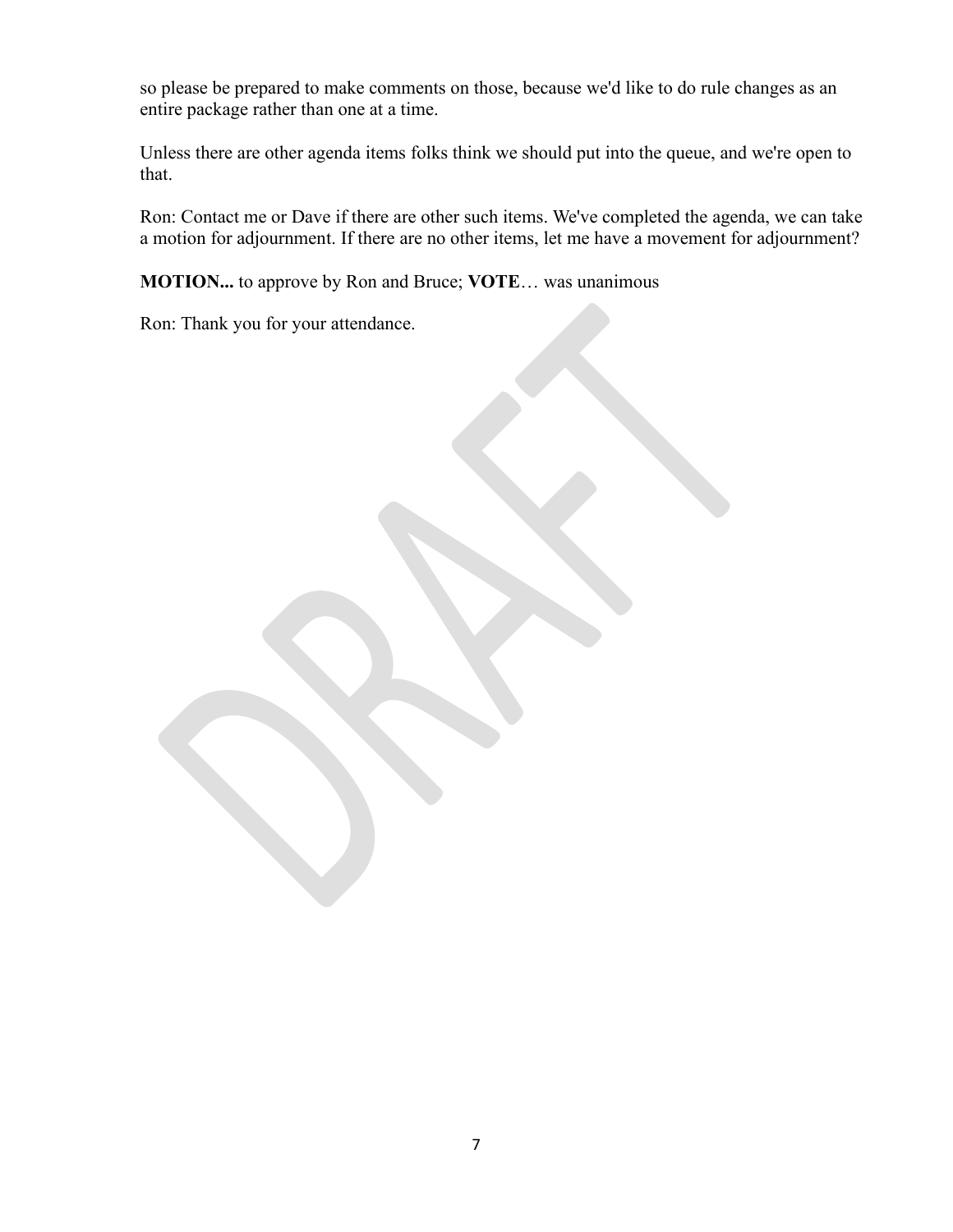so please be prepared to make comments on those, because we'd like to do rule changes as an entire package rather than one at a time.

Unless there are other agenda items folks think we should put into the queue, and we're open to that.

Ron: Contact me or Dave if there are other such items. We've completed the agenda, we can take a motion for adjournment. If there are no other items, let me have a movement for adjournment?

**MOTION...** to approve by Ron and Bruce; **VOTE**… was unanimous

Ron: Thank you for your attendance.